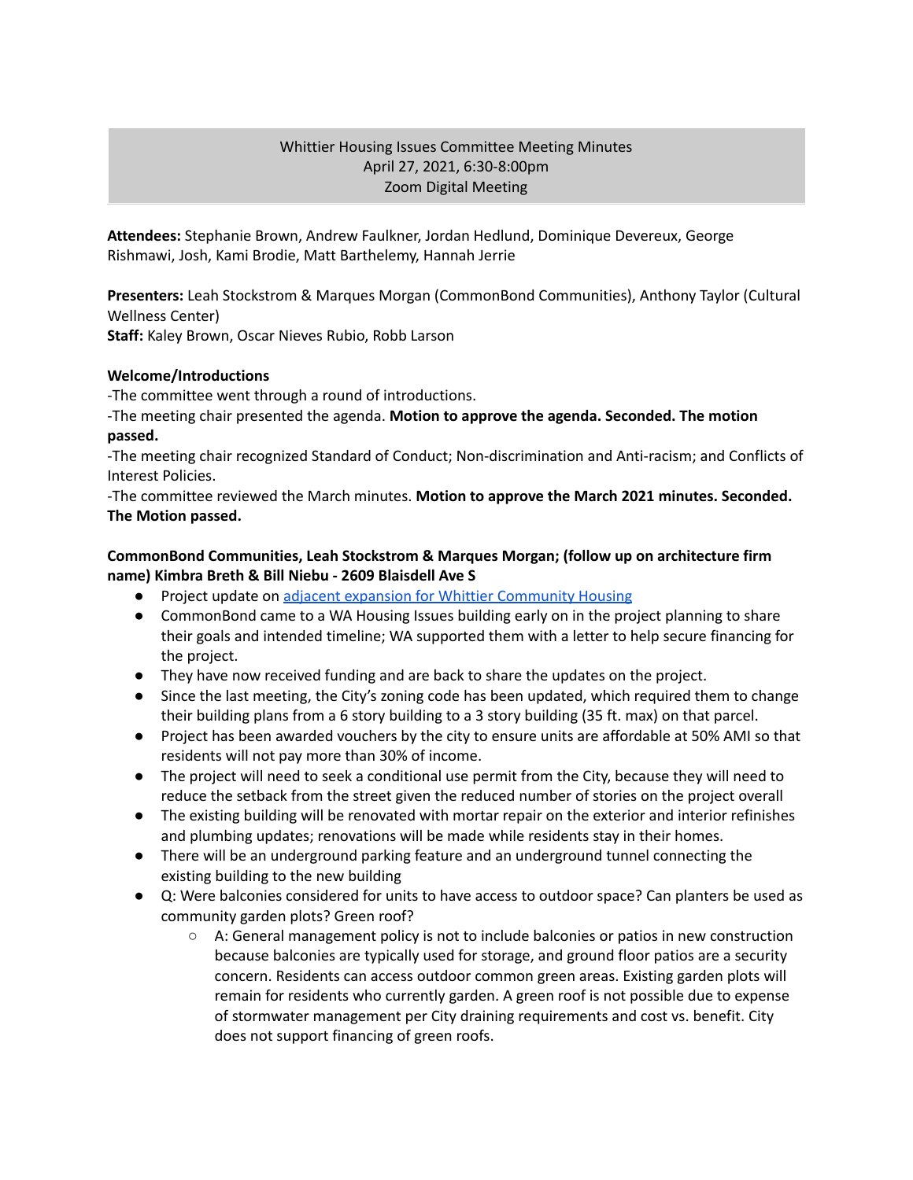Whittier Housing Issues Committee Meeting Minutes
April 27, 2021, 6:30-8:00pm
Zoom Digital Meeting

**Attendees:** Stephanie Brown, Andrew Faulkner, Jordan Hedlund, Dominique Devereux, George Rishmawi, Josh, Kami Brodie, Matt Barthelemy, Hannah Jerrie

**Presenters:** Leah Stockstrom & Marques Morgan (CommonBond Communities), Anthony Taylor (Cultural Wellness Center)
**Staff:** Kaley Brown, Oscar Nieves Rubio, Robb Larson

**Welcome/Introductions**
-The committee went through a round of introductions.
-The meeting chair presented the agenda. **Motion to approve the agenda. Seconded. The motion passed.**
-The meeting chair recognized Standard of Conduct; Non-discrimination and Anti-racism; and Conflicts of Interest Policies.
-The committee reviewed the March minutes. **Motion to approve the March 2021 minutes. Seconded. The Motion passed.**

**CommonBond Communities, Leah Stockstrom & Marques Morgan; (follow up on architecture firm name) Kimbra Breth & Bill Niebu - 2609 Blaisdell Ave S**

- Project update on adjacent expansion for Whittier Community Housing
- CommonBond came to a WA Housing Issues building early on in the project planning to share their goals and intended timeline; WA supported them with a letter to help secure financing for the project.
- They have now received funding and are back to share the updates on the project.
- Since the last meeting, the City's zoning code has been updated, which required them to change their building plans from a 6 story building to a 3 story building (35 ft. max) on that parcel.
- Project has been awarded vouchers by the city to ensure units are affordable at 50% AMI so that residents will not pay more than 30% of income.
- The project will need to seek a conditional use permit from the City, because they will need to reduce the setback from the street given the reduced number of stories on the project overall
- The existing building will be renovated with mortar repair on the exterior and interior refinishes and plumbing updates; renovations will be made while residents stay in their homes.
- There will be an underground parking feature and an underground tunnel connecting the existing building to the new building
- Q: Were balconies considered for units to have access to outdoor space? Can planters be used as community garden plots? Green roof?
  - A: General management policy is not to include balconies or patios in new construction because balconies are typically used for storage, and ground floor patios are a security concern. Residents can access outdoor common green areas. Existing garden plots will remain for residents who currently garden. A green roof is not possible due to expense of stormwater management per City draining requirements and cost vs. benefit. City does not support financing of green roofs.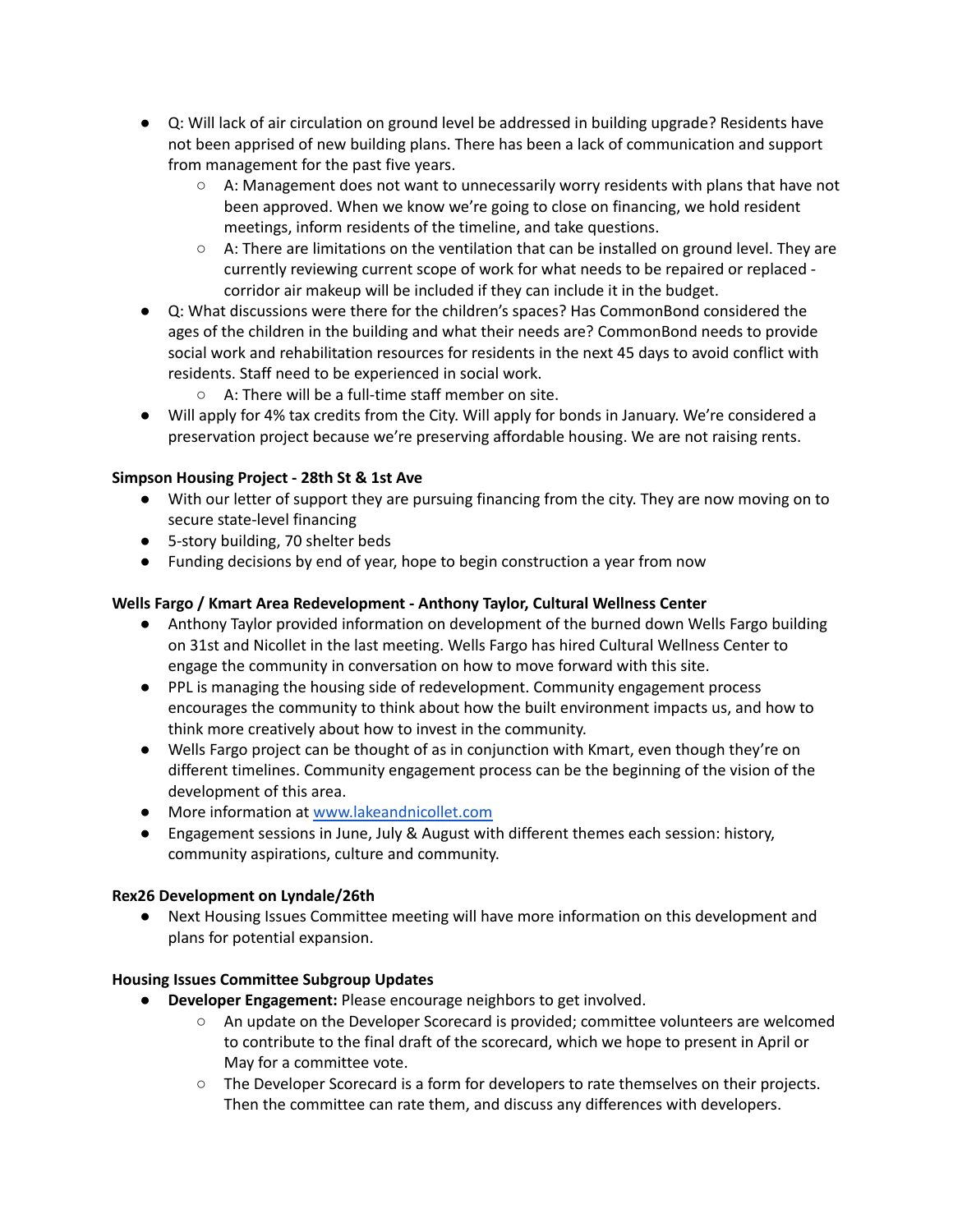- Q: Will lack of air circulation on ground level be addressed in building upgrade? Residents have not been apprised of new building plans. There has been a lack of communication and support from management for the past five years.
  - A: Management does not want to unnecessarily worry residents with plans that have not been approved. When we know we're going to close on financing, we hold resident meetings, inform residents of the timeline, and take questions.
  - A: There are limitations on the ventilation that can be installed on ground level. They are currently reviewing current scope of work for what needs to be repaired or replaced - corridor air makeup will be included if they can include it in the budget.
- Q: What discussions were there for the children's spaces? Has CommonBond considered the ages of the children in the building and what their needs are? CommonBond needs to provide social work and rehabilitation resources for residents in the next 45 days to avoid conflict with residents. Staff need to be experienced in social work.
  - A: There will be a full-time staff member on site.
- Will apply for 4% tax credits from the City. Will apply for bonds in January. We're considered a preservation project because we're preserving affordable housing. We are not raising rents.

**Simpson Housing Project - 28th St & 1st Ave**

- With our letter of support they are pursuing financing from the city. They are now moving on to secure state-level financing
- 5-story building, 70 shelter beds
- Funding decisions by end of year, hope to begin construction a year from now

**Wells Fargo / Kmart Area Redevelopment - Anthony Taylor, Cultural Wellness Center**

- Anthony Taylor provided information on development of the burned down Wells Fargo building on 31st and Nicollet in the last meeting. Wells Fargo has hired Cultural Wellness Center to engage the community in conversation on how to move forward with this site.
- PPL is managing the housing side of redevelopment. Community engagement process encourages the community to think about how the built environment impacts us, and how to think more creatively about how to invest in the community.
- Wells Fargo project can be thought of as in conjunction with Kmart, even though they're on different timelines. Community engagement process can be the beginning of the vision of the development of this area.
- More information at [www.lakeandnicollet.com](http://www.lakeandnicollet.com)
- Engagement sessions in June, July & August with different themes each session: history, community aspirations, culture and community.

**Rex26 Development on Lyndale/26th**

- Next Housing Issues Committee meeting will have more information on this development and plans for potential expansion.

**Housing Issues Committee Subgroup Updates**

- **Developer Engagement:** Please encourage neighbors to get involved.
  - An update on the Developer Scorecard is provided; committee volunteers are welcomed to contribute to the final draft of the scorecard, which we hope to present in April or May for a committee vote.
  - The Developer Scorecard is a form for developers to rate themselves on their projects. Then the committee can rate them, and discuss any differences with developers.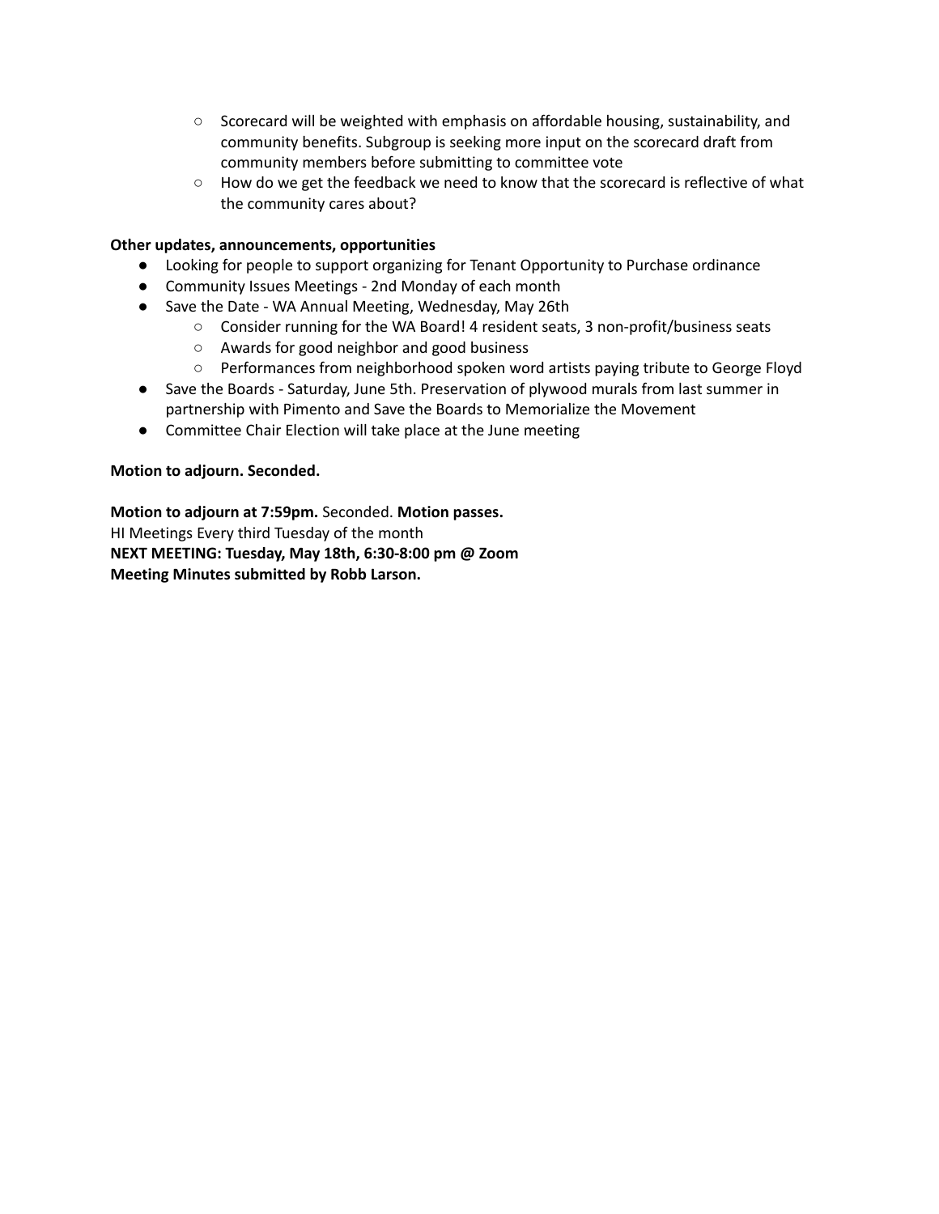- Scorecard will be weighted with emphasis on affordable housing, sustainability, and community benefits. Subgroup is seeking more input on the scorecard draft from community members before submitting to committee vote
- How do we get the feedback we need to know that the scorecard is reflective of what the community cares about?

**Other updates, announcements, opportunities**

- Looking for people to support organizing for Tenant Opportunity to Purchase ordinance
- Community Issues Meetings - 2nd Monday of each month
- Save the Date - WA Annual Meeting, Wednesday, May 26th
  - Consider running for the WA Board! 4 resident seats, 3 non-profit/business seats
  - Awards for good neighbor and good business
  - Performances from neighborhood spoken word artists paying tribute to George Floyd
- Save the Boards - Saturday, June 5th. Preservation of plywood murals from last summer in partnership with Pimento and Save the Boards to Memorialize the Movement
- Committee Chair Election will take place at the June meeting

**Motion to adjourn. Seconded.**

**Motion to adjourn at 7:59pm.** Seconded. **Motion passes.**
HI Meetings Every third Tuesday of the month
**NEXT MEETING: Tuesday, May 18th, 6:30-8:00 pm @ Zoom**
**Meeting Minutes submitted by Robb Larson.**